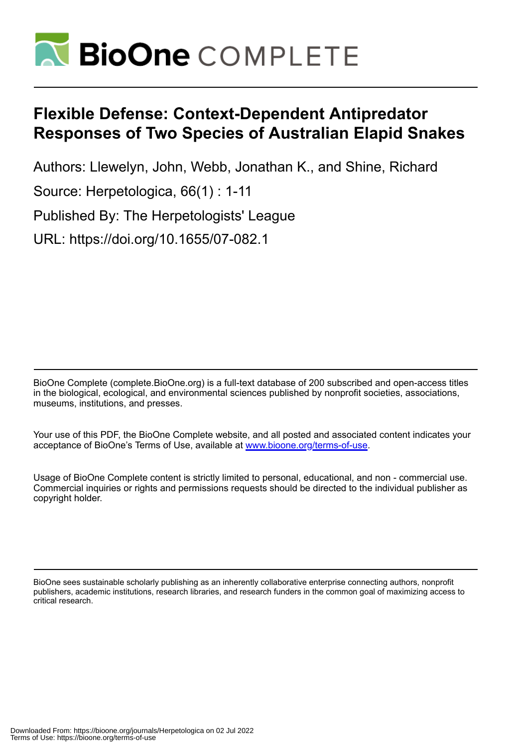# Flexible Defense: Context-Dependent Antipredator Responses of Two Species of Australian Elapid Snakes

Authors: Llewelyn, John, Webb, Jonathan K., and Shine, Richard

Source: Herpetologica, 66(1) : 1-11

Published By: The Herpetologists' League

URL: https://doi.org/10.1655/07-082.1

BioOne Complete (complete.BioOne.org) is a full-text database of 200 subscribed and open-access titles in the biological, ecological, and environmental sciences published by nonprofit societies, associations, museums, institutions, and presses.

Your use of this PDF, the BioOne Complete website, and all posted and associated content indicates your acceptance of BioOne's Terms of Use, available at www.bioone.org/terms-of-use.

Usage of BioOne Complete content is strictly limited to personal, educational, and non - commercial use. Commercial inquiries or rights and permissions requests should be directed to the individual publisher as copyright holder.

BioOne sees sustainable scholarly publishing as an inherently collaborative enterprise connecting authors, nonprofit publishers, academic institutions, research libraries, and research funders in the common goal of maximizing access to critical research.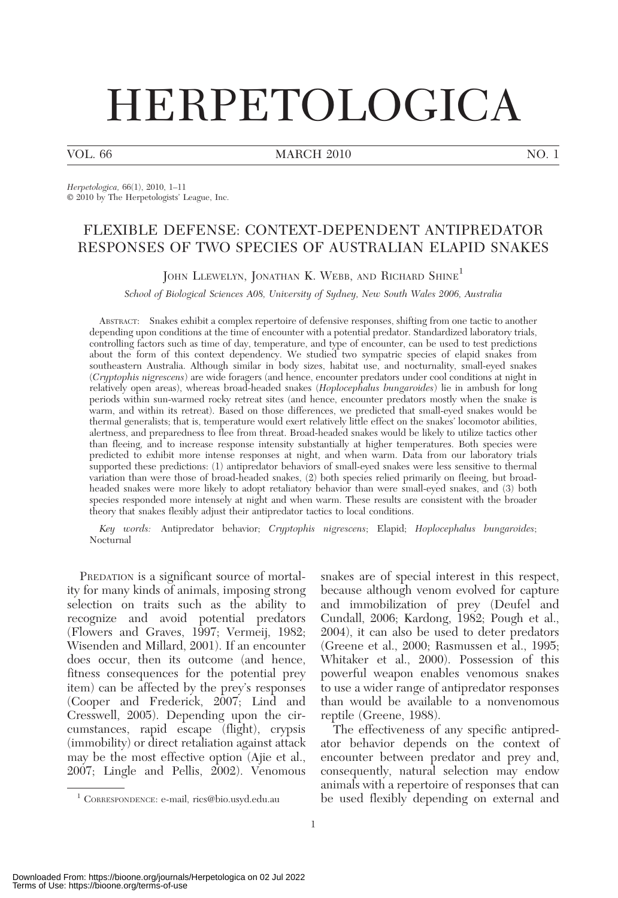# HERPETOLOGICA

VOL. 66 MARCH 2010 NO. 1

*Herpetologica*, 66(1), 2010, 1–11
© 2010 by The Herpetologists' League, Inc.

## FLEXIBLE DEFENSE: CONTEXT-DEPENDENT ANTIPREDATOR RESPONSES OF TWO SPECIES OF AUSTRALIAN ELAPID SNAKES

JOHN LLEWELYN, JONATHAN K. WEBB, AND RICHARD SHINE[1]

*School of Biological Sciences A08, University of Sydney, New South Wales 2006, Australia*

ABSTRACT: Snakes exhibit a complex repertoire of defensive responses, shifting from one tactic to another depending upon conditions at the time of encounter with a potential predator. Standardized laboratory trials, controlling factors such as time of day, temperature, and type of encounter, can be used to test predictions about the form of this context dependency. We studied two sympatric species of elapid snakes from southeastern Australia. Although similar in body sizes, habitat use, and nocturnality, small-eyed snakes (*Cryptophis nigrescens*) are wide foragers (and hence, encounter predators under cool conditions at night in relatively open areas), whereas broad-headed snakes (*Hoplocephalus bungaroides*) lie in ambush for long periods within sun-warmed rocky retreat sites (and hence, encounter predators mostly when the snake is warm, and within its retreat). Based on those differences, we predicted that small-eyed snakes would be thermal generalists; that is, temperature would exert relatively little effect on the snakes' locomotor abilities, alertness, and preparedness to flee from threat. Broad-headed snakes would be likely to utilize tactics other than fleeing, and to increase response intensity substantially at higher temperatures. Both species were predicted to exhibit more intense responses at night, and when warm. Data from our laboratory trials supported these predictions: (1) antipredator behaviors of small-eyed snakes were less sensitive to thermal variation than were those of broad-headed snakes, (2) both species relied primarily on fleeing, but broad-headed snakes were more likely to adopt retaliatory behavior than were small-eyed snakes, and (3) both species responded more intensely at night and when warm. These results are consistent with the broader theory that snakes flexibly adjust their antipredator tactics to local conditions.

*Key words:* Antipredator behavior; *Cryptophis nigrescens*; Elapid; *Hoplocephalus bungaroides*; Nocturnal

PREDATION is a significant source of mortality for many kinds of animals, imposing strong selection on traits such as the ability to recognize and avoid potential predators (Flowers and Graves, 1997; Vermeij, 1982; Wisenden and Millard, 2001). If an encounter does occur, then its outcome (and hence, fitness consequences for the potential prey item) can be affected by the prey's responses (Cooper and Frederick, 2007; Lind and Cresswell, 2005). Depending upon the circumstances, rapid escape (flight), crypsis (immobility) or direct retaliation against attack may be the most effective option (Ajie et al., 2007; Lingle and Pellis, 2002). Venomous snakes are of special interest in this respect, because although venom evolved for capture and immobilization of prey (Deufel and Cundall, 2006; Kardong, 1982; Pough et al., 2004), it can also be used to deter predators (Greene et al., 2000; Rasmussen et al., 1995; Whitaker et al., 2000). Possession of this powerful weapon enables venomous snakes to use a wider range of antipredator responses than would be available to a nonvenomous reptile (Greene, 1988).

The effectiveness of any specific antipredator behavior depends on the context of encounter between predator and prey and, consequently, natural selection may endow animals with a repertoire of responses that can be used flexibly depending on external and

[1] CORRESPONDENCE: e-mail, rics@bio.usyd.edu.au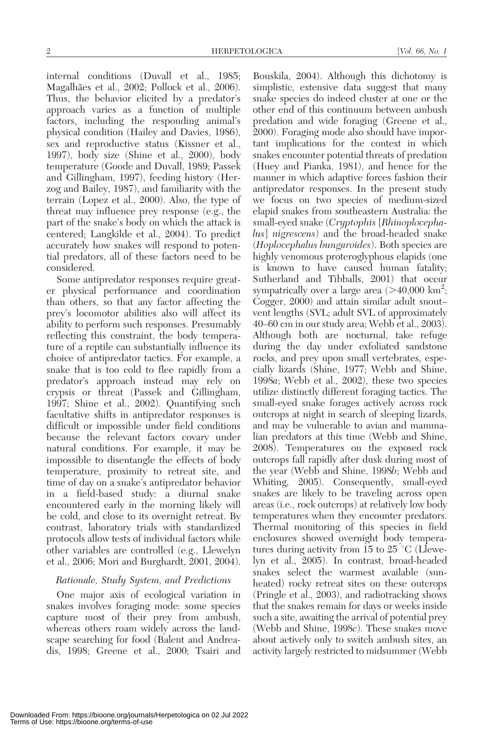internal conditions (Duvall et al., 1985; Magalhães et al., 2002; Pollock et al., 2006). Thus, the behavior elicited by a predator's approach varies as a function of multiple factors, including the responding animal's physical condition (Hailey and Davies, 1986), sex and reproductive status (Kissner et al., 1997), body size (Shine et al., 2000), body temperature (Goode and Duvall, 1989; Passek and Gillingham, 1997), feeding history (Herzog and Bailey, 1987), and familiarity with the terrain (Lopez et al., 2000). Also, the type of threat may influence prey response (e.g., the part of the snake's body on which the attack is centered; Langkilde et al., 2004). To predict accurately how snakes will respond to potential predators, all of these factors need to be considered.

Some antipredator responses require greater physical performance and coordination than others, so that any factor affecting the prey's locomotor abilities also will affect its ability to perform such responses. Presumably reflecting this constraint, the body temperature of a reptile can substantially influence its choice of antipredator tactics. For example, a snake that is too cold to flee rapidly from a predator's approach instead may rely on crypsis or threat (Passek and Gillingham, 1997; Shine et al., 2002). Quantifying such facultative shifts in antipredator responses is difficult or impossible under field conditions because the relevant factors covary under natural conditions. For example, it may be impossible to disentangle the effects of body temperature, proximity to retreat site, and time of day on a snake's antipredator behavior in a field-based study: a diurnal snake encountered early in the morning likely will be cold, and close to its overnight retreat. By contrast, laboratory trials with standardized protocols allow tests of individual factors while other variables are controlled (e.g., Llewelyn et al., 2006; Mori and Burghardt, 2001, 2004).

### *Rationale, Study System, and Predictions*

One major axis of ecological variation in snakes involves foraging mode: some species capture most of their prey from ambush, whereas others roam widely across the landscape searching for food (Balent and Andreadis, 1998; Greene et al., 2000; Tsairi and Bouskila, 2004). Although this dichotomy is simplistic, extensive data suggest that many snake species do indeed cluster at one or the other end of this continuum between ambush predation and wide foraging (Greene et al., 2000). Foraging mode also should have important implications for the context in which snakes encounter potential threats of predation (Huey and Pianka, 1981), and hence for the manner in which adaptive forces fashion their antipredator responses. In the present study we focus on two species of medium-sized elapid snakes from southeastern Australia: the small-eyed snake (*Cryptophis* [*Rhinoplocephalus*] *nigrescens*) and the broad-headed snake (*Hoplocephalus bungaroides*). Both species are highly venomous proteroglyphous elapids (one is known to have caused human fatality; Sutherland and Tibballs, 2001) that occur sympatrically over a large area (>40,000 km$^2$; Cogger, 2000) and attain similar adult snout–vent lengths (SVL; adult SVL of approximately 40–60 cm in our study area; Webb et al., 2003). Although both are nocturnal, take refuge during the day under exfoliated sandstone rocks, and prey upon small vertebrates, especially lizards (Shine, 1977; Webb and Shine, 1998*a*; Webb et al., 2002), these two species utilize distinctly different foraging tactics. The small-eyed snake forages actively across rock outcrops at night in search of sleeping lizards, and may be vulnerable to avian and mammalian predators at this time (Webb and Shine, 2008). Temperatures on the exposed rock outcrops fall rapidly after dusk during most of the year (Webb and Shine, 1998*b*; Webb and Whiting, 2005). Consequently, small-eyed snakes are likely to be traveling across open areas (i.e., rock outcrops) at relatively low body temperatures when they encounter predators. Thermal monitoring of this species in field enclosures showed overnight body temperatures during activity from 15 to 25 °C (Llewelyn et al., 2005). In contrast, broad-headed snakes select the warmest available (sun-heated) rocky retreat sites on these outcrops (Pringle et al., 2003), and radiotracking shows that the snakes remain for days or weeks inside such a site, awaiting the arrival of potential prey (Webb and Shine, 1998*c*). These snakes move about actively only to switch ambush sites, an activity largely restricted to midsummer (Webb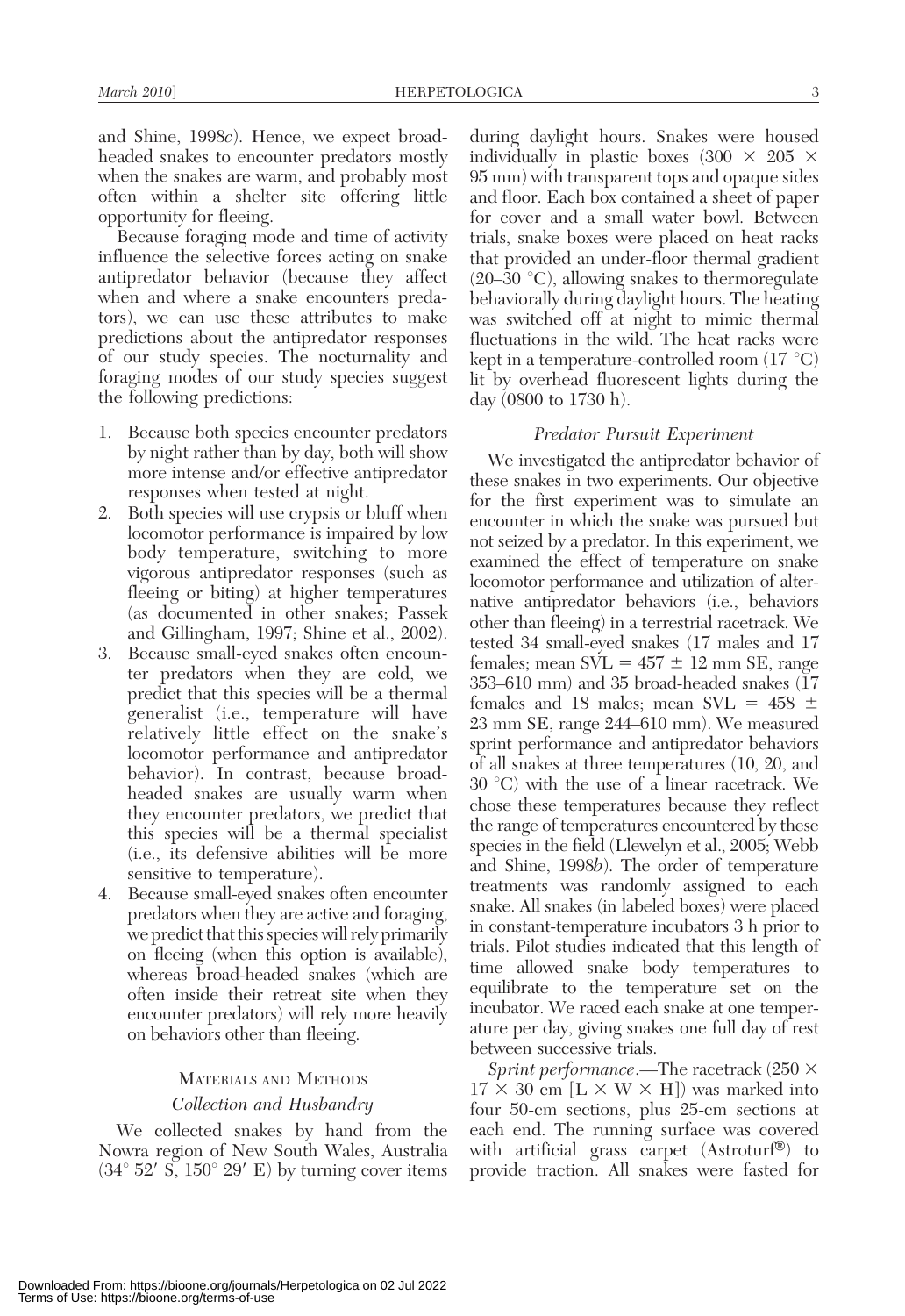and Shine, 1998*c*). Hence, we expect broad-headed snakes to encounter predators mostly when the snakes are warm, and probably most often within a shelter site offering little opportunity for fleeing.

Because foraging mode and time of activity influence the selective forces acting on snake antipredator behavior (because they affect when and where a snake encounters predators), we can use these attributes to make predictions about the antipredator responses of our study species. The nocturnality and foraging modes of our study species suggest the following predictions:

1. Because both species encounter predators by night rather than by day, both will show more intense and/or effective antipredator responses when tested at night.
2. Both species will use crypsis or bluff when locomotor performance is impaired by low body temperature, switching to more vigorous antipredator responses (such as fleeing or biting) at higher temperatures (as documented in other snakes; Passek and Gillingham, 1997; Shine et al., 2002).
3. Because small-eyed snakes often encounter predators when they are cold, we predict that this species will be a thermal generalist (i.e., temperature will have relatively little effect on the snake's locomotor performance and antipredator behavior). In contrast, because broad-headed snakes are usually warm when they encounter predators, we predict that this species will be a thermal specialist (i.e., its defensive abilities will be more sensitive to temperature).
4. Because small-eyed snakes often encounter predators when they are active and foraging, we predict that this species will rely primarily on fleeing (when this option is available), whereas broad-headed snakes (which are often inside their retreat site when they encounter predators) will rely more heavily on behaviors other than fleeing.

## Materials and Methods

### *Collection and Husbandry*

We collected snakes by hand from the Nowra region of New South Wales, Australia (34° 52′ S, 150° 29′ E) by turning cover items during daylight hours. Snakes were housed individually in plastic boxes (300 × 205 × 95 mm) with transparent tops and opaque sides and floor. Each box contained a sheet of paper for cover and a small water bowl. Between trials, snake boxes were placed on heat racks that provided an under-floor thermal gradient (20–30 °C), allowing snakes to thermoregulate behaviorally during daylight hours. The heating was switched off at night to mimic thermal fluctuations in the wild. The heat racks were kept in a temperature-controlled room (17 °C) lit by overhead fluorescent lights during the day (0800 to 1730 h).

### *Predator Pursuit Experiment*

We investigated the antipredator behavior of these snakes in two experiments. Our objective for the first experiment was to simulate an encounter in which the snake was pursued but not seized by a predator. In this experiment, we examined the effect of temperature on snake locomotor performance and utilization of alternative antipredator behaviors (i.e., behaviors other than fleeing) in a terrestrial racetrack. We tested 34 small-eyed snakes (17 males and 17 females; mean SVL = 457 ± 12 mm SE, range 353–610 mm) and 35 broad-headed snakes (17 females and 18 males; mean SVL = 458 ± 23 mm SE, range 244–610 mm). We measured sprint performance and antipredator behaviors of all snakes at three temperatures (10, 20, and 30 °C) with the use of a linear racetrack. We chose these temperatures because they reflect the range of temperatures encountered by these species in the field (Llewelyn et al., 2005; Webb and Shine, 1998*b*). The order of temperature treatments was randomly assigned to each snake. All snakes (in labeled boxes) were placed in constant-temperature incubators 3 h prior to trials. Pilot studies indicated that this length of time allowed snake body temperatures to equilibrate to the temperature set on the incubator. We raced each snake at one temperature per day, giving snakes one full day of rest between successive trials.

*Sprint performance*.—The racetrack (250 × 17 × 30 cm [L × W × H]) was marked into four 50-cm sections, plus 25-cm sections at each end. The running surface was covered with artificial grass carpet (Astroturf®) to provide traction. All snakes were fasted for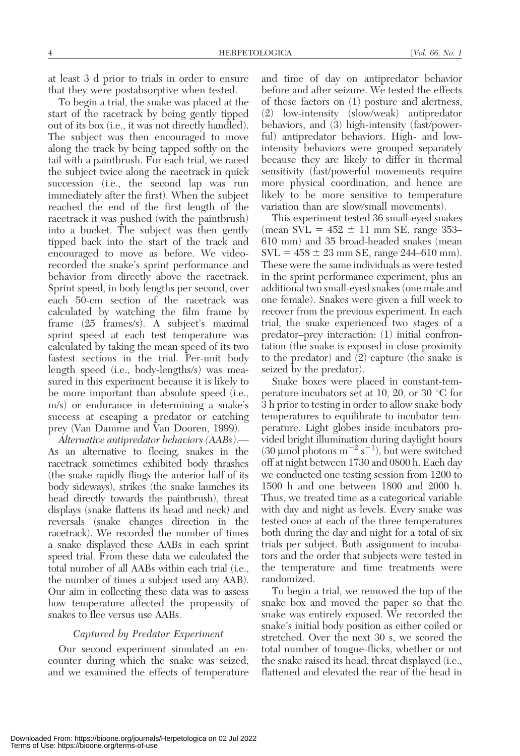at least 3 d prior to trials in order to ensure that they were postabsorptive when tested.

To begin a trial, the snake was placed at the start of the racetrack by being gently tipped out of its box (i.e., it was not directly handled). The subject was then encouraged to move along the track by being tapped softly on the tail with a paintbrush. For each trial, we raced the subject twice along the racetrack in quick succession (i.e., the second lap was run immediately after the first). When the subject reached the end of the first length of the racetrack it was pushed (with the paintbrush) into a bucket. The subject was then gently tipped back into the start of the track and encouraged to move as before. We video-recorded the snake's sprint performance and behavior from directly above the racetrack. Sprint speed, in body lengths per second, over each 50-cm section of the racetrack was calculated by watching the film frame by frame (25 frames/s). A subject's maximal sprint speed at each test temperature was calculated by taking the mean speed of its two fastest sections in the trial. Per-unit body length speed (i.e., body-lengths/s) was measured in this experiment because it is likely to be more important than absolute speed (i.e., m/s) or endurance in determining a snake's success at escaping a predator or catching prey (Van Damme and Van Dooren, 1999).

*Alternative antipredator behaviors (AABs).*— As an alternative to fleeing, snakes in the racetrack sometimes exhibited body thrashes (the snake rapidly flings the anterior half of its body sideways), strikes (the snake launches its head directly towards the paintbrush), threat displays (snake flattens its head and neck) and reversals (snake changes direction in the racetrack). We recorded the number of times a snake displayed these AABs in each sprint speed trial. From these data we calculated the total number of all AABs within each trial (i.e., the number of times a subject used any AAB). Our aim in collecting these data was to assess how temperature affected the propensity of snakes to flee versus use AABs.

### *Captured by Predator Experiment*

Our second experiment simulated an encounter during which the snake was seized, and we examined the effects of temperature and time of day on antipredator behavior before and after seizure. We tested the effects of these factors on (1) posture and alertness, (2) low-intensity (slow/weak) antipredator behaviors, and (3) high-intensity (fast/powerful) antipredator behaviors. High- and low-intensity behaviors were grouped separately because they are likely to differ in thermal sensitivity (fast/powerful movements require more physical coordination, and hence are likely to be more sensitive to temperature variation than are slow/small movements).

This experiment tested 36 small-eyed snakes (mean SVL = 452 ± 11 mm SE, range 353–610 mm) and 35 broad-headed snakes (mean SVL = 458 ± 23 mm SE, range 244–610 mm). These were the same individuals as were tested in the sprint performance experiment, plus an additional two small-eyed snakes (one male and one female). Snakes were given a full week to recover from the previous experiment. In each trial, the snake experienced two stages of a predator–prey interaction: (1) initial confrontation (the snake is exposed in close proximity to the predator) and (2) capture (the snake is seized by the predator).

Snake boxes were placed in constant-temperature incubators set at 10, 20, or 30 °C for 3 h prior to testing in order to allow snake body temperatures to equilibrate to incubator temperature. Light globes inside incubators provided bright illumination during daylight hours (30 μmol photons $m^{-2}$ $s^{-1}$), but were switched off at night between 1730 and 0800 h. Each day we conducted one testing session from 1200 to 1500 h and one between 1800 and 2000 h. Thus, we treated time as a categorical variable with day and night as levels. Every snake was tested once at each of the three temperatures both during the day and night for a total of six trials per subject. Both assignment to incubators and the order that subjects were tested in the temperature and time treatments were randomized.

To begin a trial, we removed the top of the snake box and moved the paper so that the snake was entirely exposed. We recorded the snake's initial body position as either coiled or stretched. Over the next 30 s, we scored the total number of tongue-flicks, whether or not the snake raised its head, threat displayed (i.e., flattened and elevated the rear of the head in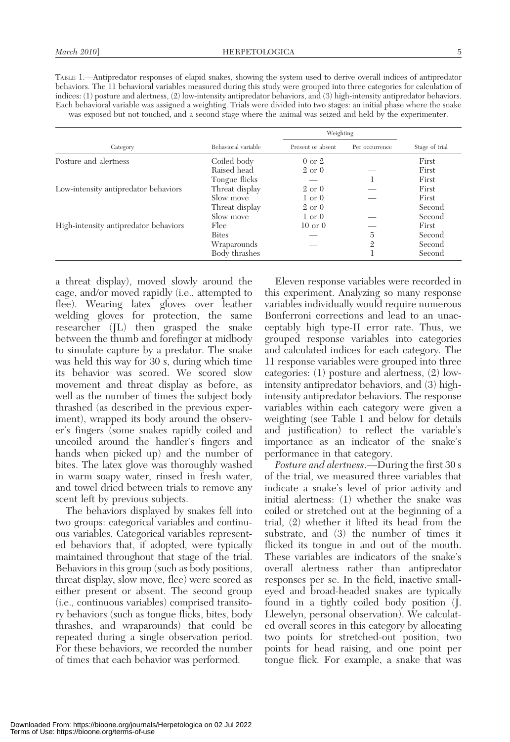TABLE 1.—Antipredator responses of elapid snakes, showing the system used to derive overall indices of antipredator behaviors. The 11 behavioral variables measured during this study were grouped into three categories for calculation of indices: (1) posture and alertness, (2) low-intensity antipredator behaviors, and (3) high-intensity antipredator behaviors. Each behavioral variable was assigned a weighting. Trials were divided into two stages: an initial phase where the snake was exposed but not touched, and a second stage where the animal was seized and held by the experimenter.

| Category | Behavioral variable | Weighting | | Stage of trial |
|---|---|---|---|---|
| | | Present or absent | Per occurrence | |
| Posture and alertness | Coiled body | 0 or 2 | — | First |
| | Raised head | 2 or 0 | — | First |
| | Tongue flicks | — | 1 | First |
| Low-intensity antipredator behaviors | Threat display | 2 or 0 | — | First |
| | Slow move | 1 or 0 | — | First |
| | Threat display | 2 or 0 | — | Second |
| | Slow move | 1 or 0 | — | Second |
| High-intensity antipredator behaviors | Flee | 10 or 0 | — | First |
| | Bites | — | 5 | Second |
| | Wraparounds | — | 2 | Second |
| | Body thrashes | — | 1 | Second |

a threat display), moved slowly around the cage, and/or moved rapidly (i.e., attempted to flee). Wearing latex gloves over leather welding gloves for protection, the same researcher (JL) then grasped the snake between the thumb and forefinger at midbody to simulate capture by a predator. The snake was held this way for 30 s, during which time its behavior was scored. We scored slow movement and threat display as before, as well as the number of times the subject body thrashed (as described in the previous experiment), wrapped its body around the observer's fingers (some snakes rapidly coiled and uncoiled around the handler's fingers and hands when picked up) and the number of bites. The latex glove was thoroughly washed in warm soapy water, rinsed in fresh water, and towel dried between trials to remove any scent left by previous subjects.

The behaviors displayed by snakes fell into two groups: categorical variables and continuous variables. Categorical variables represented behaviors that, if adopted, were typically maintained throughout that stage of the trial. Behaviors in this group (such as body positions, threat display, slow move, flee) were scored as either present or absent. The second group (i.e., continuous variables) comprised transitory behaviors (such as tongue flicks, bites, body thrashes, and wraparounds) that could be repeated during a single observation period. For these behaviors, we recorded the number of times that each behavior was performed.

Eleven response variables were recorded in this experiment. Analyzing so many response variables individually would require numerous Bonferroni corrections and lead to an unacceptably high type-II error rate. Thus, we grouped response variables into categories and calculated indices for each category. The 11 response variables were grouped into three categories: (1) posture and alertness, (2) low-intensity antipredator behaviors, and (3) high-intensity antipredator behaviors. The response variables within each category were given a weighting (see Table 1 and below for details and justification) to reflect the variable's importance as an indicator of the snake's performance in that category.

*Posture and alertness*.—During the first 30 s of the trial, we measured three variables that indicate a snake's level of prior activity and initial alertness: (1) whether the snake was coiled or stretched out at the beginning of a trial, (2) whether it lifted its head from the substrate, and (3) the number of times it flicked its tongue in and out of the mouth. These variables are indicators of the snake's overall alertness rather than antipredator responses per se. In the field, inactive small-eyed and broad-headed snakes are typically found in a tightly coiled body position (J. Llewelyn, personal observation). We calculated overall scores in this category by allocating two points for stretched-out position, two points for head raising, and one point per tongue flick. For example, a snake that was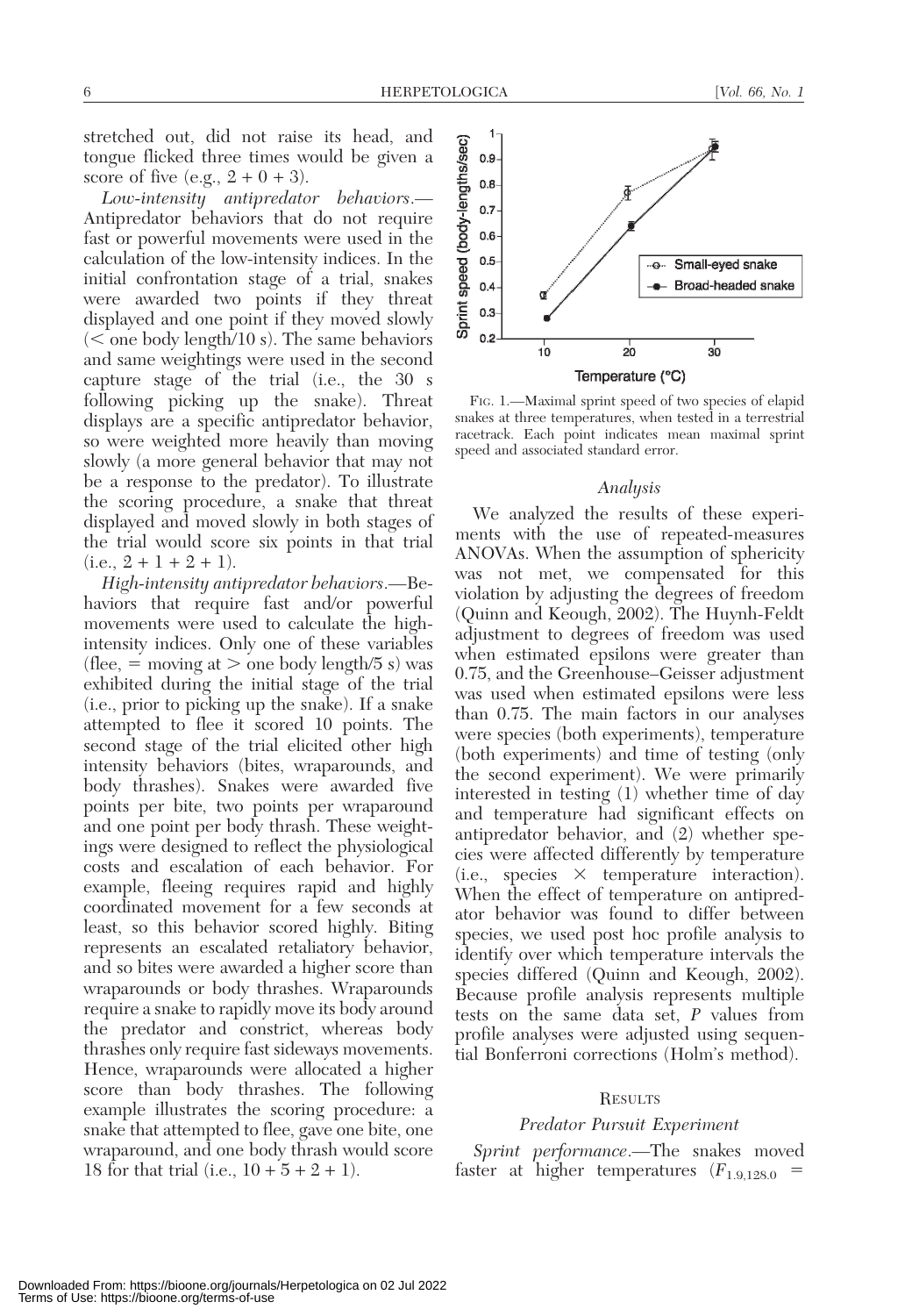stretched out, did not raise its head, and tongue flicked three times would be given a score of five (e.g., 2 + 0 + 3).

*Low-intensity antipredator behaviors.*—Antipredator behaviors that do not require fast or powerful movements were used in the calculation of the low-intensity indices. In the initial confrontation stage of a trial, snakes were awarded two points if they threat displayed and one point if they moved slowly (< one body length/10 s). The same behaviors and same weightings were used in the second capture stage of the trial (i.e., the 30 s following picking up the snake). Threat displays are a specific antipredator behavior, so were weighted more heavily than moving slowly (a more general behavior that may not be a response to the predator). To illustrate the scoring procedure, a snake that threat displayed and moved slowly in both stages of the trial would score six points in that trial (i.e., 2 + 1 + 2 + 1).

*High-intensity antipredator behaviors.*—Behaviors that require fast and/or powerful movements were used to calculate the high-intensity indices. Only one of these variables (flee, = moving at > one body length/5 s) was exhibited during the initial stage of the trial (i.e., prior to picking up the snake). If a snake attempted to flee it scored 10 points. The second stage of the trial elicited other high intensity behaviors (bites, wraparounds, and body thrashes). Snakes were awarded five points per bite, two points per wraparound and one point per body thrash. These weightings were designed to reflect the physiological costs and escalation of each behavior. For example, fleeing requires rapid and highly coordinated movement for a few seconds at least, so this behavior scored highly. Biting represents an escalated retaliatory behavior, and so bites were awarded a higher score than wraparounds or body thrashes. Wraparounds require a snake to rapidly move its body around the predator and constrict, whereas body thrashes only require fast sideways movements. Hence, wraparounds were allocated a higher score than body thrashes. The following example illustrates the scoring procedure: a snake that attempted to flee, gave one bite, one wraparound, and one body thrash would score 18 for that trial (i.e., 10 + 5 + 2 + 1).

FIG. 1.—Maximal sprint speed of two species of elapid snakes at three temperatures, when tested in a terrestrial racetrack. Each point indicates mean maximal sprint speed and associated standard error.

### *Analysis*

We analyzed the results of these experiments with the use of repeated-measures ANOVAs. When the assumption of sphericity was not met, we compensated for this violation by adjusting the degrees of freedom (Quinn and Keough, 2002). The Huynh-Feldt adjustment to degrees of freedom was used when estimated epsilons were greater than 0.75, and the Greenhouse–Geisser adjustment was used when estimated epsilons were less than 0.75. The main factors in our analyses were species (both experiments), temperature (both experiments) and time of testing (only the second experiment). We were primarily interested in testing (1) whether time of day and temperature had significant effects on antipredator behavior, and (2) whether species were affected differently by temperature (i.e., species × temperature interaction). When the effect of temperature on antipredator behavior was found to differ between species, we used post hoc profile analysis to identify over which temperature intervals the species differed (Quinn and Keough, 2002). Because profile analysis represents multiple tests on the same data set, *P* values from profile analyses were adjusted using sequential Bonferroni corrections (Holm's method).

## RESULTS

### *Predator Pursuit Experiment*

*Sprint performance.*—The snakes moved faster at higher temperatures ($F_{1.9,128.0}$ =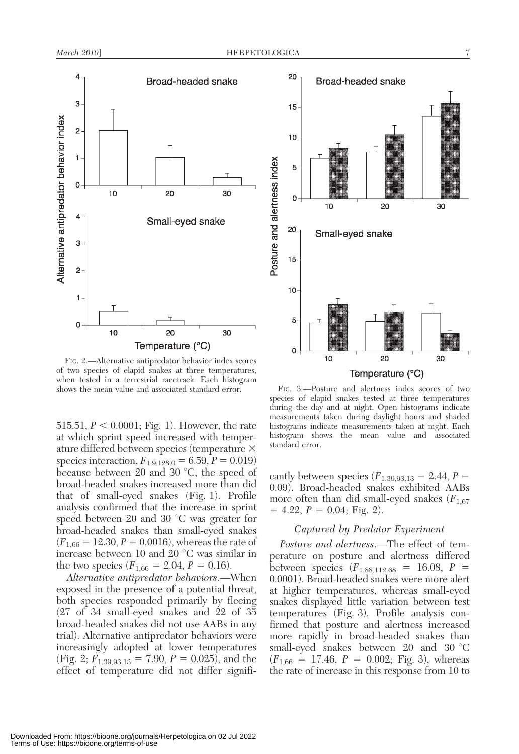FIG. 2.—Alternative antipredator behavior index scores of two species of elapid snakes at three temperatures, when tested in a terrestrial racetrack. Each histogram shows the mean value and associated standard error.

515.51, $P < 0.0001$; Fig. 1). However, the rate at which sprint speed increased with temperature differed between species (temperature × species interaction, $F_{1.9,128.0} = 6.59$, $P = 0.019$) because between 20 and 30 °C, the speed of broad-headed snakes increased more than did that of small-eyed snakes (Fig. 1). Profile analysis confirmed that the increase in sprint speed between 20 and 30 °C was greater for broad-headed snakes than small-eyed snakes ($F_{1,66} = 12.30$, $P = 0.0016$), whereas the rate of increase between 10 and 20 °C was similar in the two species ($F_{1,66} = 2.04$, $P = 0.16$).

*Alternative antipredator behaviors*.—When exposed in the presence of a potential threat, both species responded primarily by fleeing (27 of 34 small-eyed snakes and 22 of 35 broad-headed snakes did not use AABs in any trial). Alternative antipredator behaviors were increasingly adopted at lower temperatures (Fig. 2; $F_{1.39,93.13} = 7.90$, $P = 0.025$), and the effect of temperature did not differ significantly between species ($F_{1.39,93.13} = 2.44$, $P = 0.09$). Broad-headed snakes exhibited AABs more often than did small-eyed snakes ($F_{1,67} = 4.22$, $P = 0.04$; Fig. 2).

FIG. 3.—Posture and alertness index scores of two species of elapid snakes tested at three temperatures during the day and at night. Open histograms indicate measurements taken during daylight hours and shaded histograms indicate measurements taken at night. Each histogram shows the mean value and associated standard error.

### *Captured by Predator Experiment*

*Posture and alertness*.—The effect of temperature on posture and alertness differed between species ($F_{1.88,112.68} = 16.08$, $P = 0.0001$). Broad-headed snakes were more alert at higher temperatures, whereas small-eyed snakes displayed little variation between test temperatures (Fig. 3). Profile analysis confirmed that posture and alertness increased more rapidly in broad-headed snakes than small-eyed snakes between 20 and 30 °C ($F_{1,66} = 17.46$, $P = 0.002$; Fig. 3), whereas the rate of increase in this response from 10 to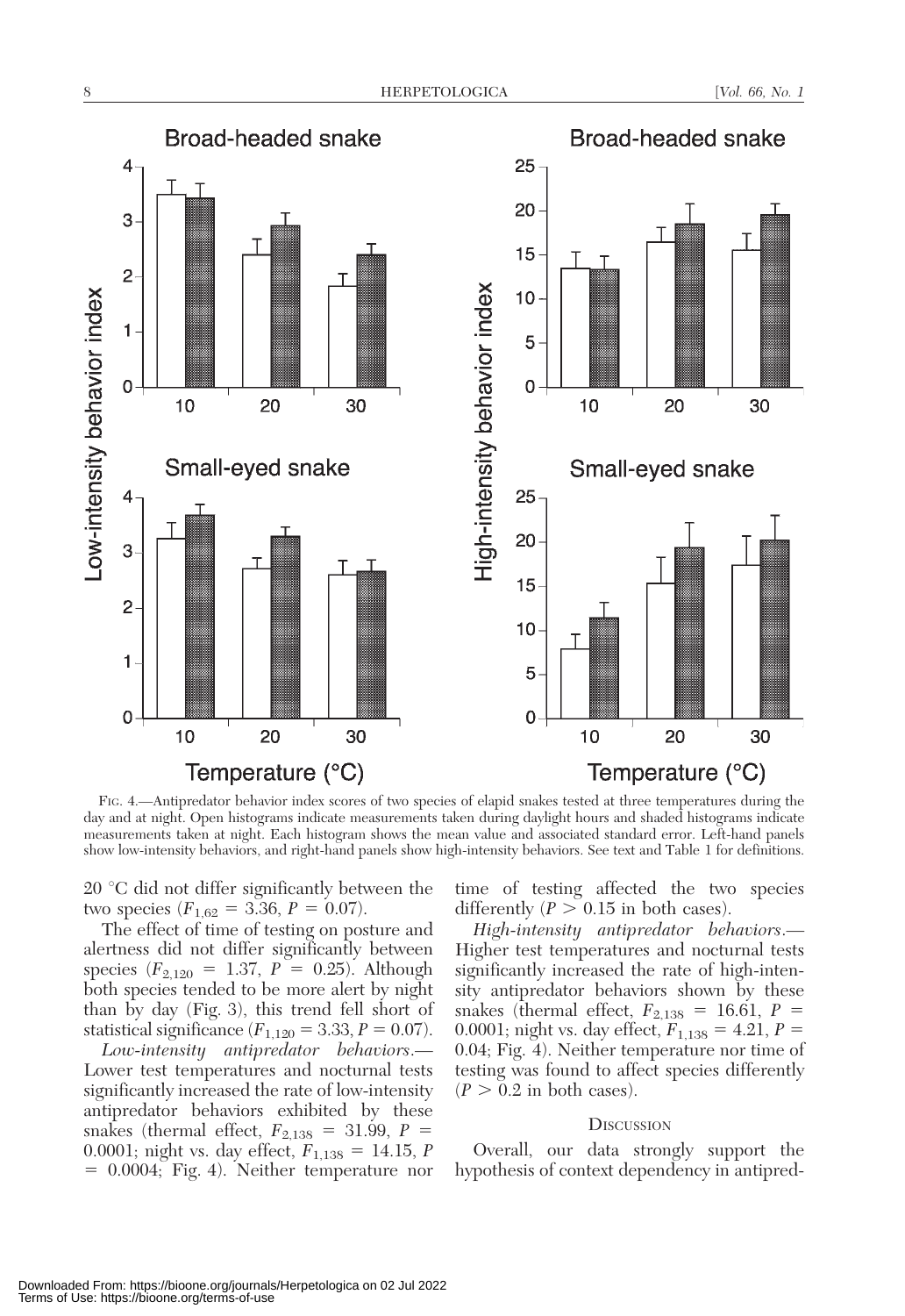Fig. 4.—Antipredator behavior index scores of two species of elapid snakes tested at three temperatures during the day and at night. Open histograms indicate measurements taken during daylight hours and shaded histograms indicate measurements taken at night. Each histogram shows the mean value and associated standard error. Left-hand panels show low-intensity behaviors, and right-hand panels show high-intensity behaviors. See text and Table 1 for definitions.

20 °C did not differ significantly between the two species ($F_{1,62} = 3.36$, $P = 0.07$).

The effect of time of testing on posture and alertness did not differ significantly between species ($F_{2,120} = 1.37$, $P = 0.25$). Although both species tended to be more alert by night than by day (Fig. 3), this trend fell short of statistical significance ($F_{1,120} = 3.33$, $P = 0.07$).

*Low-intensity antipredator behaviors*.—Lower test temperatures and nocturnal tests significantly increased the rate of low-intensity antipredator behaviors exhibited by these snakes (thermal effect, $F_{2,138} = 31.99$, $P = 0.0001$; night vs. day effect, $F_{1,138} = 14.15$, $P = 0.0004$; Fig. 4). Neither temperature nor time of testing affected the two species differently ($P > 0.15$ in both cases).

*High-intensity antipredator behaviors*.—Higher test temperatures and nocturnal tests significantly increased the rate of high-intensity antipredator behaviors shown by these snakes (thermal effect, $F_{2,138} = 16.61$, $P = 0.0001$; night vs. day effect, $F_{1,138} = 4.21$, $P = 0.04$; Fig. 4). Neither temperature nor time of testing was found to affect species differently ($P > 0.2$ in both cases).

## Discussion

Overall, our data strongly support the hypothesis of context dependency in antipred-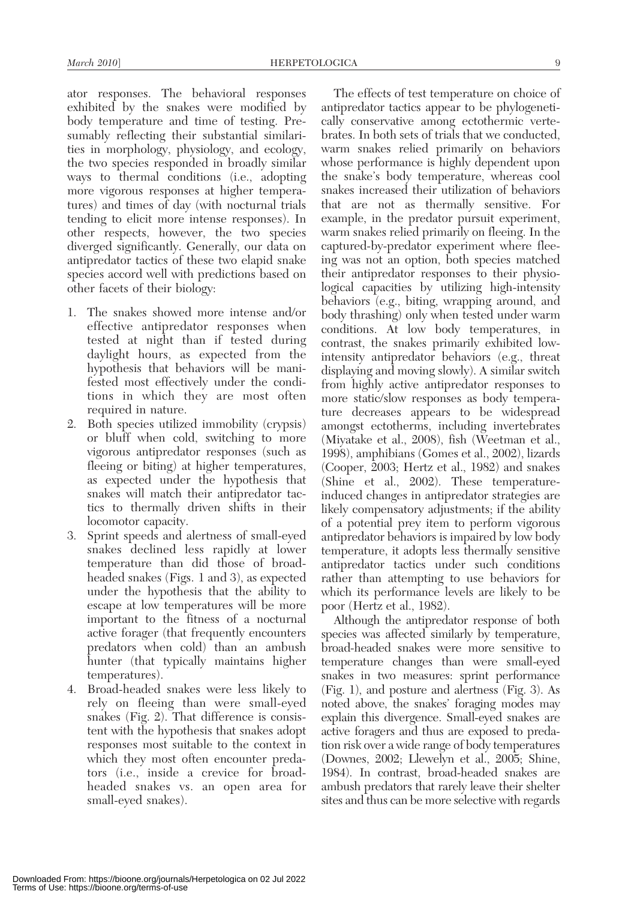ator responses. The behavioral responses exhibited by the snakes were modified by body temperature and time of testing. Presumably reflecting their substantial similarities in morphology, physiology, and ecology, the two species responded in broadly similar ways to thermal conditions (i.e., adopting more vigorous responses at higher temperatures) and times of day (with nocturnal trials tending to elicit more intense responses). In other respects, however, the two species diverged significantly. Generally, our data on antipredator tactics of these two elapid snake species accord well with predictions based on other facets of their biology:

1. The snakes showed more intense and/or effective antipredator responses when tested at night than if tested during daylight hours, as expected from the hypothesis that behaviors will be manifested most effectively under the conditions in which they are most often required in nature.
2. Both species utilized immobility (crypsis) or bluff when cold, switching to more vigorous antipredator responses (such as fleeing or biting) at higher temperatures, as expected under the hypothesis that snakes will match their antipredator tactics to thermally driven shifts in their locomotor capacity.
3. Sprint speeds and alertness of small-eyed snakes declined less rapidly at lower temperature than did those of broad-headed snakes (Figs. 1 and 3), as expected under the hypothesis that the ability to escape at low temperatures will be more important to the fitness of a nocturnal active forager (that frequently encounters predators when cold) than an ambush hunter (that typically maintains higher temperatures).
4. Broad-headed snakes were less likely to rely on fleeing than were small-eyed snakes (Fig. 2). That difference is consistent with the hypothesis that snakes adopt responses most suitable to the context in which they most often encounter predators (i.e., inside a crevice for broad-headed snakes vs. an open area for small-eyed snakes).

The effects of test temperature on choice of antipredator tactics appear to be phylogenetically conservative among ectothermic vertebrates. In both sets of trials that we conducted, warm snakes relied primarily on behaviors whose performance is highly dependent upon the snake's body temperature, whereas cool snakes increased their utilization of behaviors that are not as thermally sensitive. For example, in the predator pursuit experiment, warm snakes relied primarily on fleeing. In the captured-by-predator experiment where fleeing was not an option, both species matched their antipredator responses to their physiological capacities by utilizing high-intensity behaviors (e.g., biting, wrapping around, and body thrashing) only when tested under warm conditions. At low body temperatures, in contrast, the snakes primarily exhibited low-intensity antipredator behaviors (e.g., threat displaying and moving slowly). A similar switch from highly active antipredator responses to more static/slow responses as body temperature decreases appears to be widespread amongst ectotherms, including invertebrates (Miyatake et al., 2008), fish (Weetman et al., 1998), amphibians (Gomes et al., 2002), lizards (Cooper, 2003; Hertz et al., 1982) and snakes (Shine et al., 2002). These temperature-induced changes in antipredator strategies are likely compensatory adjustments; if the ability of a potential prey item to perform vigorous antipredator behaviors is impaired by low body temperature, it adopts less thermally sensitive antipredator tactics under such conditions rather than attempting to use behaviors for which its performance levels are likely to be poor (Hertz et al., 1982).

Although the antipredator response of both species was affected similarly by temperature, broad-headed snakes were more sensitive to temperature changes than were small-eyed snakes in two measures: sprint performance (Fig. 1), and posture and alertness (Fig. 3). As noted above, the snakes' foraging modes may explain this divergence. Small-eyed snakes are active foragers and thus are exposed to predation risk over a wide range of body temperatures (Downes, 2002; Llewelyn et al., 2005; Shine, 1984). In contrast, broad-headed snakes are ambush predators that rarely leave their shelter sites and thus can be more selective with regards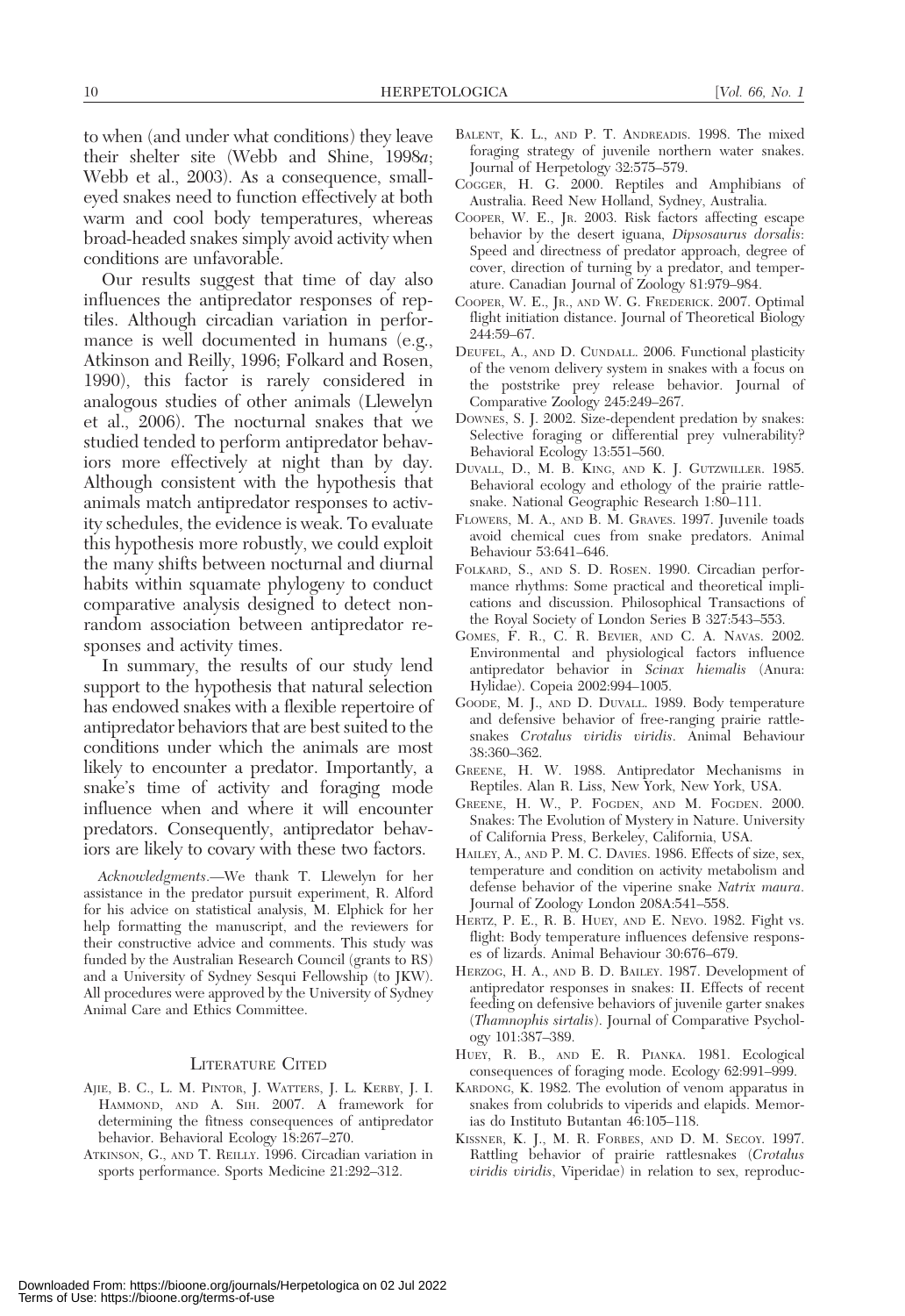to when (and under what conditions) they leave their shelter site (Webb and Shine, 1998*a*; Webb et al., 2003). As a consequence, small-eyed snakes need to function effectively at both warm and cool body temperatures, whereas broad-headed snakes simply avoid activity when conditions are unfavorable.

Our results suggest that time of day also influences the antipredator responses of reptiles. Although circadian variation in performance is well documented in humans (e.g., Atkinson and Reilly, 1996; Folkard and Rosen, 1990), this factor is rarely considered in analogous studies of other animals (Llewelyn et al., 2006). The nocturnal snakes that we studied tended to perform antipredator behaviors more effectively at night than by day. Although consistent with the hypothesis that animals match antipredator responses to activity schedules, the evidence is weak. To evaluate this hypothesis more robustly, we could exploit the many shifts between nocturnal and diurnal habits within squamate phylogeny to conduct comparative analysis designed to detect nonrandom association between antipredator responses and activity times.

In summary, the results of our study lend support to the hypothesis that natural selection has endowed snakes with a flexible repertoire of antipredator behaviors that are best suited to the conditions under which the animals are most likely to encounter a predator. Importantly, a snake's time of activity and foraging mode influence when and where it will encounter predators. Consequently, antipredator behaviors are likely to covary with these two factors.

*Acknowledgments.*—We thank T. Llewelyn for her assistance in the predator pursuit experiment, R. Alford for his advice on statistical analysis, M. Elphick for her help formatting the manuscript, and the reviewers for their constructive advice and comments. This study was funded by the Australian Research Council (grants to RS) and a University of Sydney Sesqui Fellowship (to JKW). All procedures were approved by the University of Sydney Animal Care and Ethics Committee.

## Literature Cited

Ajie, B. C., L. M. Pintor, J. Watters, J. L. Kerby, J. I. Hammond, and A. Sih. 2007. A framework for determining the fitness consequences of antipredator behavior. Behavioral Ecology 18:267–270.

Atkinson, G., and T. Reilly. 1996. Circadian variation in sports performance. Sports Medicine 21:292–312.

Balent, K. L., and P. T. Andreadis. 1998. The mixed foraging strategy of juvenile northern water snakes. Journal of Herpetology 32:575–579.

Cogger, H. G. 2000. Reptiles and Amphibians of Australia. Reed New Holland, Sydney, Australia.

Cooper, W. E., Jr. 2003. Risk factors affecting escape behavior by the desert iguana, *Dipsosaurus dorsalis*: Speed and directness of predator approach, degree of cover, direction of turning by a predator, and temperature. Canadian Journal of Zoology 81:979–984.

Cooper, W. E., Jr., and W. G. Frederick. 2007. Optimal flight initiation distance. Journal of Theoretical Biology 244:59–67.

Deufel, A., and D. Cundall. 2006. Functional plasticity of the venom delivery system in snakes with a focus on the poststrike prey release behavior. Journal of Comparative Zoology 245:249–267.

Downes, S. J. 2002. Size-dependent predation by snakes: Selective foraging or differential prey vulnerability? Behavioral Ecology 13:551–560.

Duvall, D., M. B. King, and K. J. Gutzwiller. 1985. Behavioral ecology and ethology of the prairie rattlesnake. National Geographic Research 1:80–111.

Flowers, M. A., and B. M. Graves. 1997. Juvenile toads avoid chemical cues from snake predators. Animal Behaviour 53:641–646.

Folkard, S., and S. D. Rosen. 1990. Circadian performance rhythms: Some practical and theoretical implications and discussion. Philosophical Transactions of the Royal Society of London Series B 327:543–553.

Gomes, F. R., C. R. Bevier, and C. A. Navas. 2002. Environmental and physiological factors influence antipredator behavior in *Scinax hiemalis* (Anura: Hylidae). Copeia 2002:994–1005.

Goode, M. J., and D. Duvall. 1989. Body temperature and defensive behavior of free-ranging prairie rattlesnakes *Crotalus viridis viridis*. Animal Behaviour 38:360–362.

Greene, H. W. 1988. Antipredator Mechanisms in Reptiles. Alan R. Liss, New York, New York, USA.

Greene, H. W., P. Fogden, and M. Fogden. 2000. Snakes: The Evolution of Mystery in Nature. University of California Press, Berkeley, California, USA.

Hailey, A., and P. M. C. Davies. 1986. Effects of size, sex, temperature and condition on activity metabolism and defense behavior of the viperine snake *Natrix maura*. Journal of Zoology London 208A:541–558.

Hertz, P. E., R. B. Huey, and E. Nevo. 1982. Fight vs. flight: Body temperature influences defensive responses of lizards. Animal Behaviour 30:676–679.

Herzog, H. A., and B. D. Bailey. 1987. Development of antipredator responses in snakes: II. Effects of recent feeding on defensive behaviors of juvenile garter snakes (*Thamnophis sirtalis*). Journal of Comparative Psychology 101:387–389.

Huey, R. B., and E. R. Pianka. 1981. Ecological consequences of foraging mode. Ecology 62:991–999.

Kardong, K. 1982. The evolution of venom apparatus in snakes from colubrids to viperids and elapids. Memorias do Instituto Butantan 46:105–118.

Kissner, K. J., M. R. Forbes, and D. M. Secoy. 1997. Rattling behavior of prairie rattlesnakes (*Crotalus viridis viridis*, Viperidae) in relation to sex, reproduc-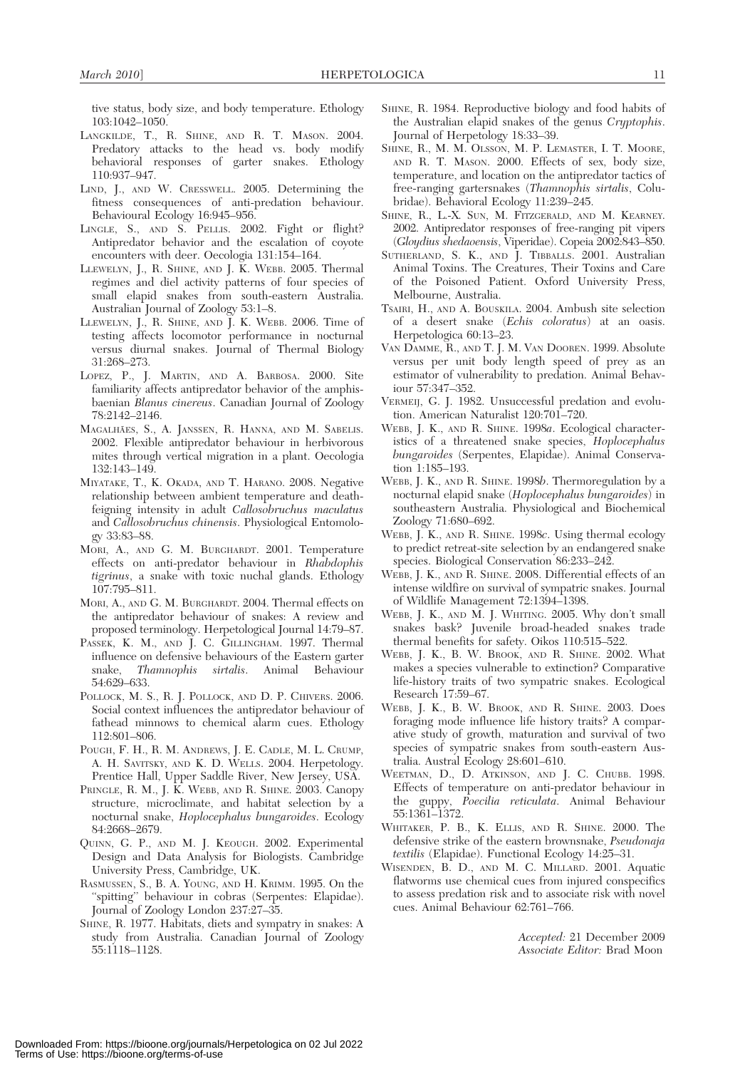tive status, body size, and body temperature. Ethology 103:1042–1050.

Langkilde, T., R. Shine, and R. T. Mason. 2004. Predatory attacks to the head vs. body modify behavioral responses of garter snakes. Ethology 110:937–947.

Lind, J., and W. Cresswell. 2005. Determining the fitness consequences of anti-predation behaviour. Behavioural Ecology 16:945–956.

Lingle, S., and S. Pellis. 2002. Fight or flight? Antipredator behavior and the escalation of coyote encounters with deer. Oecologia 131:154–164.

Llewelyn, J., R. Shine, and J. K. Webb. 2005. Thermal regimes and diel activity patterns of four species of small elapid snakes from south-eastern Australia. Australian Journal of Zoology 53:1–8.

Llewelyn, J., R. Shine, and J. K. Webb. 2006. Time of testing affects locomotor performance in nocturnal versus diurnal snakes. Journal of Thermal Biology 31:268–273.

Lopez, P., J. Martin, and A. Barbosa. 2000. Site familiarity affects antipredator behavior of the amphisbaenian *Blanus cinereus*. Canadian Journal of Zoology 78:2142–2146.

Magalhães, S., A. Janssen, R. Hanna, and M. Sabelis. 2002. Flexible antipredator behaviour in herbivorous mites through vertical migration in a plant. Oecologia 132:143–149.

Miyatake, T., K. Okada, and T. Harano. 2008. Negative relationship between ambient temperature and death-feigning intensity in adult *Callosobruchus maculatus* and *Callosobruchus chinensis*. Physiological Entomology 33:83–88.

Mori, A., and G. M. Burghardt. 2001. Temperature effects on anti-predator behaviour in *Rhabdophis tigrinus*, a snake with toxic nuchal glands. Ethology 107:795–811.

Mori, A., and G. M. Burghardt. 2004. Thermal effects on the antipredator behaviour of snakes: A review and proposed terminology. Herpetological Journal 14:79–87.

Passek, K. M., and J. C. Gillingham. 1997. Thermal influence on defensive behaviours of the Eastern garter snake, *Thamnophis sirtalis*. Animal Behaviour 54:629–633.

Pollock, M. S., R. J. Pollock, and D. P. Chivers. 2006. Social context influences the antipredator behaviour of fathead minnows to chemical alarm cues. Ethology 112:801–806.

Pough, F. H., R. M. Andrews, J. E. Cadle, M. L. Crump, A. H. Savitsky, and K. D. Wells. 2004. Herpetology. Prentice Hall, Upper Saddle River, New Jersey, USA.

Pringle, R. M., J. K. Webb, and R. Shine. 2003. Canopy structure, microclimate, and habitat selection by a nocturnal snake, *Hoplocephalus bungaroides*. Ecology 84:2668–2679.

Quinn, G. P., and M. J. Keough. 2002. Experimental Design and Data Analysis for Biologists. Cambridge University Press, Cambridge, UK.

Rasmussen, S., B. A. Young, and H. Krimm. 1995. On the "spitting" behaviour in cobras (Serpentes: Elapidae). Journal of Zoology London 237:27–35.

Shine, R. 1977. Habitats, diets and sympatry in snakes: A study from Australia. Canadian Journal of Zoology 55:1118–1128.

Shine, R. 1984. Reproductive biology and food habits of the Australian elapid snakes of the genus *Cryptophis*. Journal of Herpetology 18:33–39.

Shine, R., M. M. Olsson, M. P. Lemaster, I. T. Moore, and R. T. Mason. 2000. Effects of sex, body size, temperature, and location on the antipredator tactics of free-ranging gartersnakes (*Thamnophis sirtalis*, Colubridae). Behavioral Ecology 11:239–245.

Shine, R., L.-X. Sun, M. Fitzgerald, and M. Kearney. 2002. Antipredator responses of free-ranging pit vipers (*Gloydius shedaoensis*, Viperidae). Copeia 2002:843–850.

Sutherland, S. K., and J. Tibballs. 2001. Australian Animal Toxins. The Creatures, Their Toxins and Care of the Poisoned Patient. Oxford University Press, Melbourne, Australia.

Tsairi, H., and A. Bouskila. 2004. Ambush site selection of a desert snake (*Echis coloratus*) at an oasis. Herpetologica 60:13–23.

Van Damme, R., and T. J. M. Van Dooren. 1999. Absolute versus per unit body length speed of prey as an estimator of vulnerability to predation. Animal Behaviour 57:347–352.

Vermeij, G. J. 1982. Unsuccessful predation and evolution. American Naturalist 120:701–720.

Webb, J. K., and R. Shine. 1998*a*. Ecological characteristics of a threatened snake species, *Hoplocephalus bungaroides* (Serpentes, Elapidae). Animal Conservation 1:185–193.

Webb, J. K., and R. Shine. 1998*b*. Thermoregulation by a nocturnal elapid snake (*Hoplocephalus bungaroides*) in southeastern Australia. Physiological and Biochemical Zoology 71:680–692.

Webb, J. K., and R. Shine. 1998*c*. Using thermal ecology to predict retreat-site selection by an endangered snake species. Biological Conservation 86:233–242.

Webb, J. K., and R. Shine. 2008. Differential effects of an intense wildfire on survival of sympatric snakes. Journal of Wildlife Management 72:1394–1398.

Webb, J. K., and M. J. Whiting. 2005. Why don't small snakes bask? Juvenile broad-headed snakes trade thermal benefits for safety. Oikos 110:515–522.

Webb, J. K., B. W. Brook, and R. Shine. 2002. What makes a species vulnerable to extinction? Comparative life-history traits of two sympatric snakes. Ecological Research 17:59–67.

Webb, J. K., B. W. Brook, and R. Shine. 2003. Does foraging mode influence life history traits? A comparative study of growth, maturation and survival of two species of sympatric snakes from south-eastern Australia. Austral Ecology 28:601–610.

Weetman, D., D. Atkinson, and J. C. Chubb. 1998. Effects of temperature on anti-predator behaviour in the guppy, *Poecilia reticulata*. Animal Behaviour 55:1361–1372.

Whitaker, P. B., K. Ellis, and R. Shine. 2000. The defensive strike of the eastern brownsnake, *Pseudonaja textilis* (Elapidae). Functional Ecology 14:25–31.

Wisenden, B. D., and M. C. Millard. 2001. Aquatic flatworms use chemical cues from injured conspecifics to assess predation risk and to associate risk with novel cues. Animal Behaviour 62:761–766.

*Accepted:* 21 December 2009
*Associate Editor:* Brad Moon